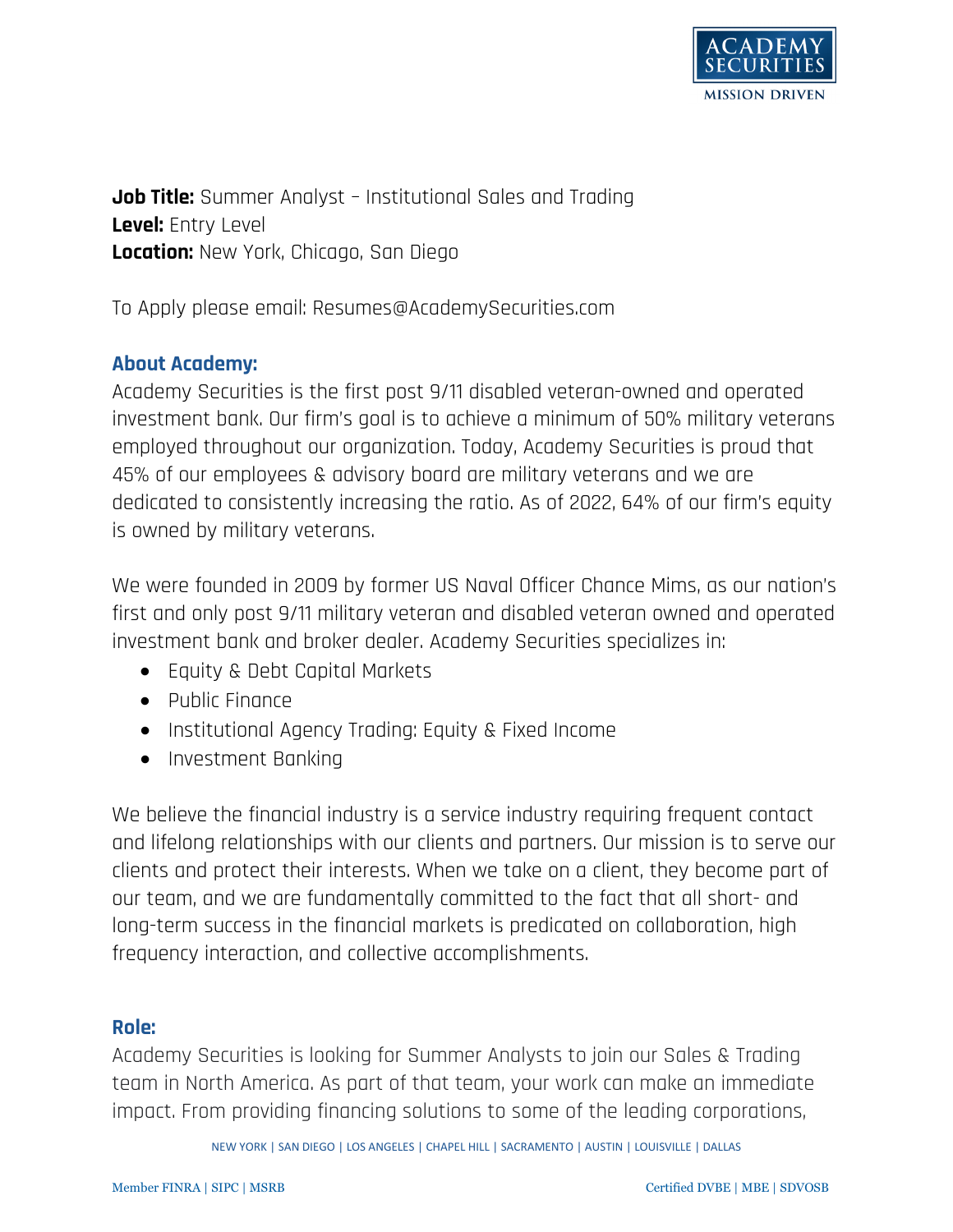**Job Title:** Summer Analyst – Institutional Sales and Trading
**Level:** Entry Level
**Location:** New York, Chicago, San Diego

To Apply please email: Resumes@AcademySecurities.com

## About Academy:

Academy Securities is the first post 9/11 disabled veteran-owned and operated investment bank. Our firm's goal is to achieve a minimum of 50% military veterans employed throughout our organization. Today, Academy Securities is proud that 45% of our employees & advisory board are military veterans and we are dedicated to consistently increasing the ratio. As of 2022, 64% of our firm's equity is owned by military veterans.

We were founded in 2009 by former US Naval Officer Chance Mims, as our nation's first and only post 9/11 military veteran and disabled veteran owned and operated investment bank and broker dealer. Academy Securities specializes in:

- Equity & Debt Capital Markets
- Public Finance
- Institutional Agency Trading: Equity & Fixed Income
- Investment Banking

We believe the financial industry is a service industry requiring frequent contact and lifelong relationships with our clients and partners. Our mission is to serve our clients and protect their interests. When we take on a client, they become part of our team, and we are fundamentally committed to the fact that all short- and long-term success in the financial markets is predicated on collaboration, high frequency interaction, and collective accomplishments.

## Role:

Academy Securities is looking for Summer Analysts to join our Sales & Trading team in North America. As part of that team, your work can make an immediate impact. From providing financing solutions to some of the leading corporations,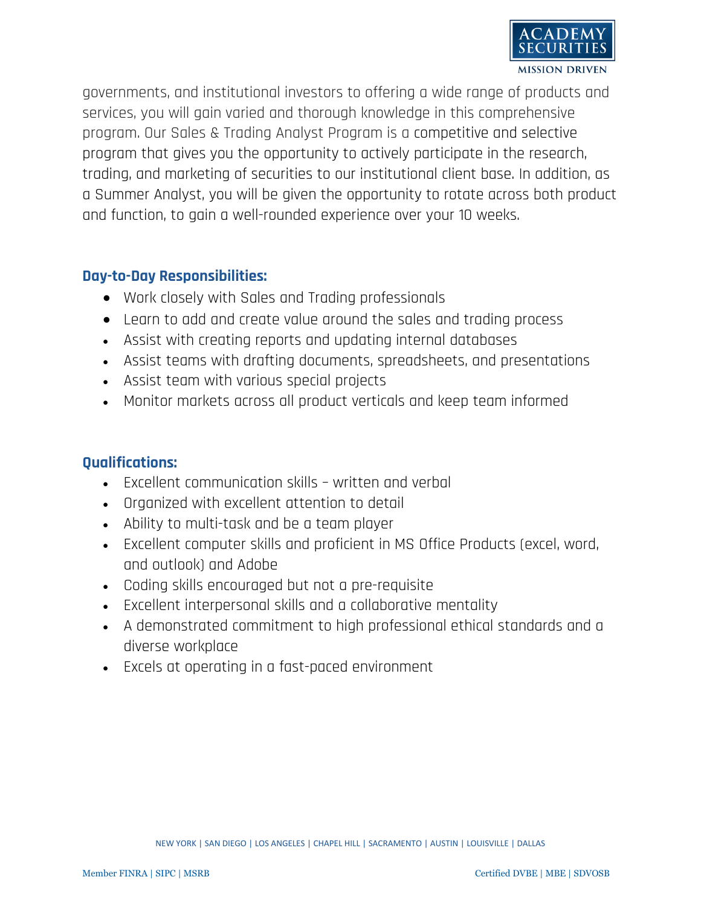governments, and institutional investors to offering a wide range of products and services, you will gain varied and thorough knowledge in this comprehensive program. Our Sales & Trading Analyst Program is a competitive and selective program that gives you the opportunity to actively participate in the research, trading, and marketing of securities to our institutional client base. In addition, as a Summer Analyst, you will be given the opportunity to rotate across both product and function, to gain a well-rounded experience over your 10 weeks.

**Day-to-Day Responsibilities:**

- Work closely with Sales and Trading professionals
- Learn to add and create value around the sales and trading process
- Assist with creating reports and updating internal databases
- Assist teams with drafting documents, spreadsheets, and presentations
- Assist team with various special projects
- Monitor markets across all product verticals and keep team informed

**Qualifications:**

- Excellent communication skills – written and verbal
- Organized with excellent attention to detail
- Ability to multi-task and be a team player
- Excellent computer skills and proficient in MS Office Products (excel, word, and outlook) and Adobe
- Coding skills encouraged but not a pre-requisite
- Excellent interpersonal skills and a collaborative mentality
- A demonstrated commitment to high professional ethical standards and a diverse workplace
- Excels at operating in a fast-paced environment